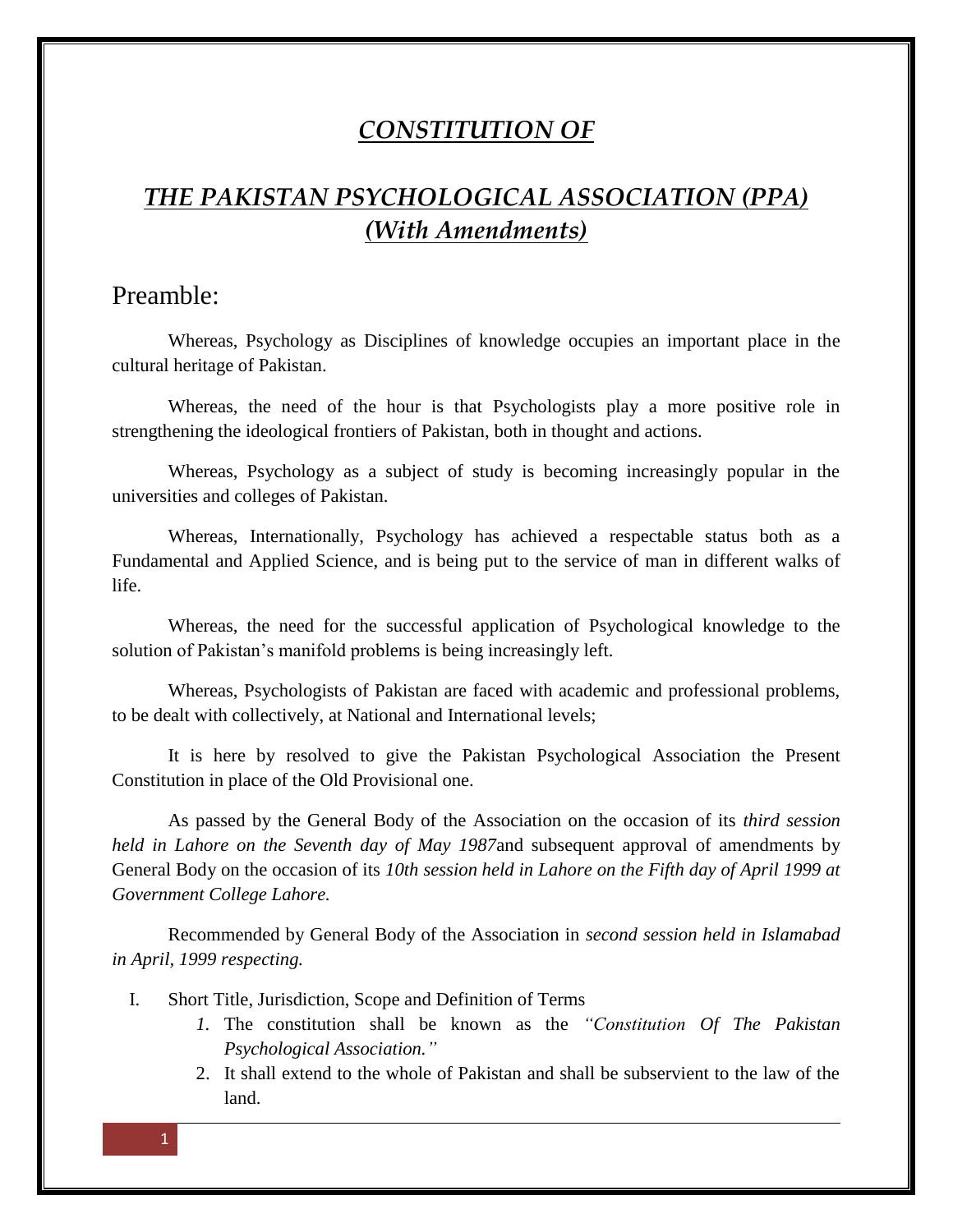# *CONSTITUTION OF*

# *THE PAKISTAN PSYCHOLOGICAL ASSOCIATION (PPA)*
## *(With Amendments)*

## Preamble:

Whereas, Psychology as Disciplines of knowledge occupies an important place in the cultural heritage of Pakistan.

Whereas, the need of the hour is that Psychologists play a more positive role in strengthening the ideological frontiers of Pakistan, both in thought and actions.

Whereas, Psychology as a subject of study is becoming increasingly popular in the universities and colleges of Pakistan.

Whereas, Internationally, Psychology has achieved a respectable status both as a Fundamental and Applied Science, and is being put to the service of man in different walks of life.

Whereas, the need for the successful application of Psychological knowledge to the solution of Pakistan's manifold problems is being increasingly left.

Whereas, Psychologists of Pakistan are faced with academic and professional problems, to be dealt with collectively, at National and International levels;

It is here by resolved to give the Pakistan Psychological Association the Present Constitution in place of the Old Provisional one.

As passed by the General Body of the Association on the occasion of its *third session held in Lahore on the Seventh day of May 1987*and subsequent approval of amendments by General Body on the occasion of its *10th session held in Lahore on the Fifth day of April 1999 at Government College Lahore.*

Recommended by General Body of the Association in *second session held in Islamabad in April, 1999 respecting.*

I. Short Title, Jurisdiction, Scope and Definition of Terms
   1. The constitution shall be known as the *"Constitution Of The Pakistan Psychological Association."*
   2. It shall extend to the whole of Pakistan and shall be subservient to the law of the land.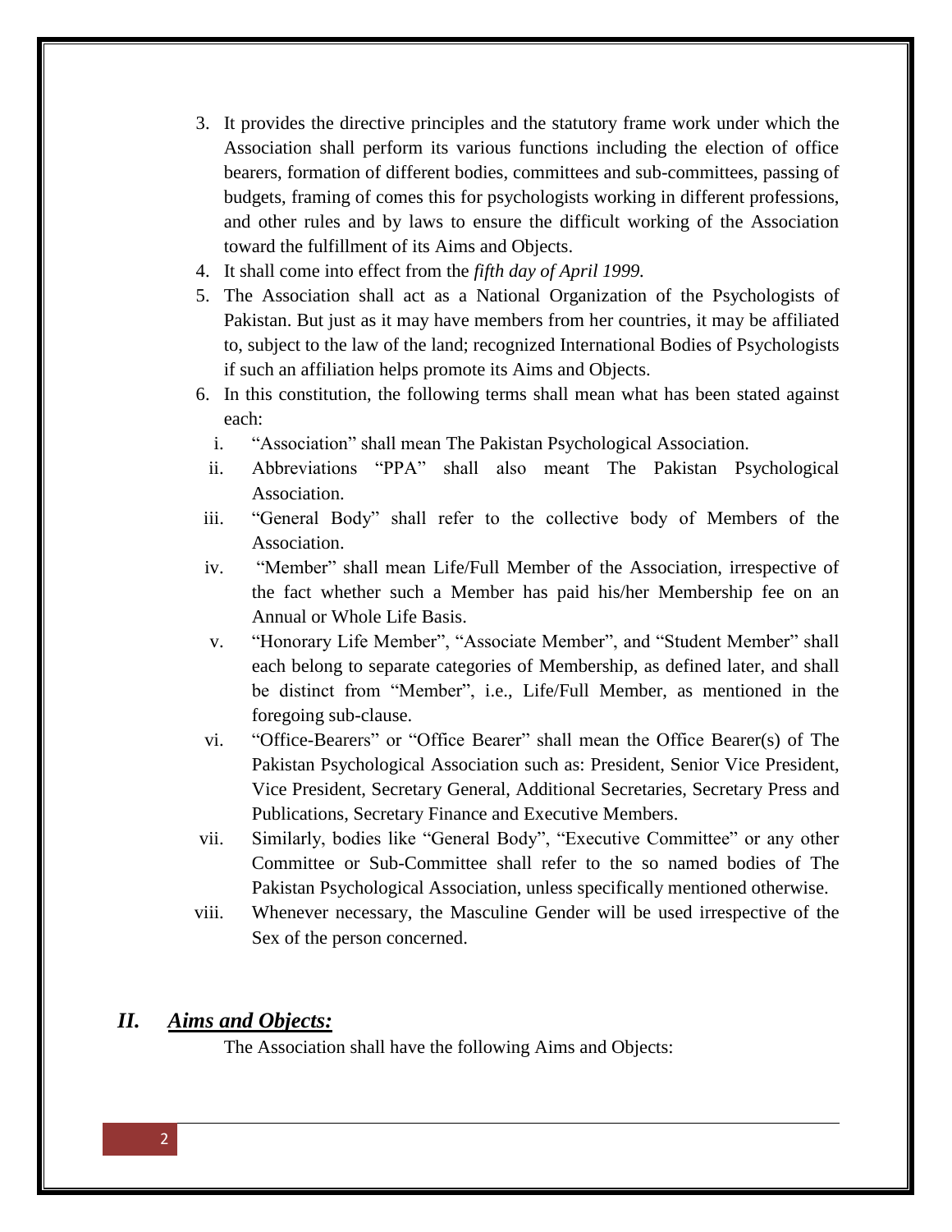3. It provides the directive principles and the statutory frame work under which the Association shall perform its various functions including the election of office bearers, formation of different bodies, committees and sub-committees, passing of budgets, framing of comes this for psychologists working in different professions, and other rules and by laws to ensure the difficult working of the Association toward the fulfillment of its Aims and Objects.
4. It shall come into effect from the *fifth day of April 1999.*
5. The Association shall act as a National Organization of the Psychologists of Pakistan. But just as it may have members from her countries, it may be affiliated to, subject to the law of the land; recognized International Bodies of Psychologists if such an affiliation helps promote its Aims and Objects.
6. In this constitution, the following terms shall mean what has been stated against each:
   1. "Association" shall mean The Pakistan Psychological Association.
   2. Abbreviations "PPA" shall also meant The Pakistan Psychological Association.
   3. "General Body" shall refer to the collective body of Members of the Association.
   4. "Member" shall mean Life/Full Member of the Association, irrespective of the fact whether such a Member has paid his/her Membership fee on an Annual or Whole Life Basis.
   5. "Honorary Life Member", "Associate Member", and "Student Member" shall each belong to separate categories of Membership, as defined later, and shall be distinct from "Member", i.e., Life/Full Member, as mentioned in the foregoing sub-clause.
   6. "Office-Bearers" or "Office Bearer" shall mean the Office Bearer(s) of The Pakistan Psychological Association such as: President, Senior Vice President, Vice President, Secretary General, Additional Secretaries, Secretary Press and Publications, Secretary Finance and Executive Members.
   7. Similarly, bodies like "General Body", "Executive Committee" or any other Committee or Sub-Committee shall refer to the so named bodies of The Pakistan Psychological Association, unless specifically mentioned otherwise.
   8. Whenever necessary, the Masculine Gender will be used irrespective of the Sex of the person concerned.

## *II. Aims and Objects:*

The Association shall have the following Aims and Objects: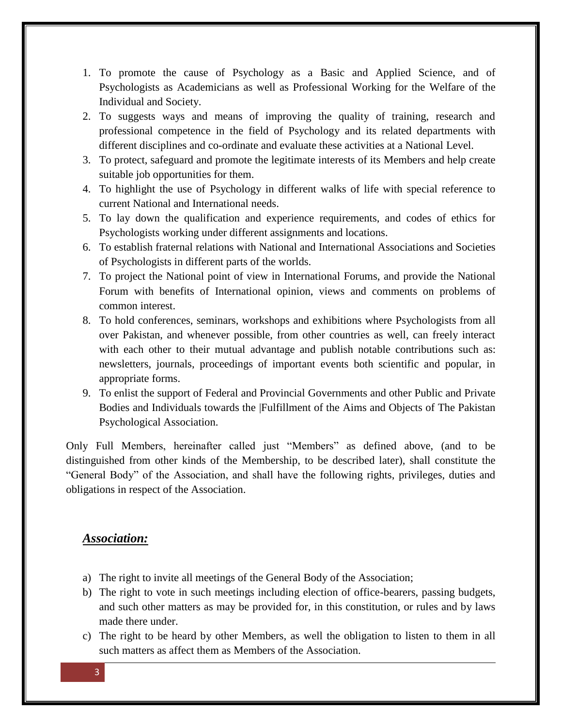1. To promote the cause of Psychology as a Basic and Applied Science, and of Psychologists as Academicians as well as Professional Working for the Welfare of the Individual and Society.
2. To suggests ways and means of improving the quality of training, research and professional competence in the field of Psychology and its related departments with different disciplines and co-ordinate and evaluate these activities at a National Level.
3. To protect, safeguard and promote the legitimate interests of its Members and help create suitable job opportunities for them.
4. To highlight the use of Psychology in different walks of life with special reference to current National and International needs.
5. To lay down the qualification and experience requirements, and codes of ethics for Psychologists working under different assignments and locations.
6. To establish fraternal relations with National and International Associations and Societies of Psychologists in different parts of the worlds.
7. To project the National point of view in International Forums, and provide the National Forum with benefits of International opinion, views and comments on problems of common interest.
8. To hold conferences, seminars, workshops and exhibitions where Psychologists from all over Pakistan, and whenever possible, from other countries as well, can freely interact with each other to their mutual advantage and publish notable contributions such as: newsletters, journals, proceedings of important events both scientific and popular, in appropriate forms.
9. To enlist the support of Federal and Provincial Governments and other Public and Private Bodies and Individuals towards the |Fulfillment of the Aims and Objects of The Pakistan Psychological Association.

Only Full Members, hereinafter called just "Members" as defined above, (and to be distinguished from other kinds of the Membership, to be described later), shall constitute the "General Body" of the Association, and shall have the following rights, privileges, duties and obligations in respect of the Association.

## ***Association:***

a) The right to invite all meetings of the General Body of the Association;
b) The right to vote in such meetings including election of office-bearers, passing budgets, and such other matters as may be provided for, in this constitution, or rules and by laws made there under.
c) The right to be heard by other Members, as well the obligation to listen to them in all such matters as affect them as Members of the Association.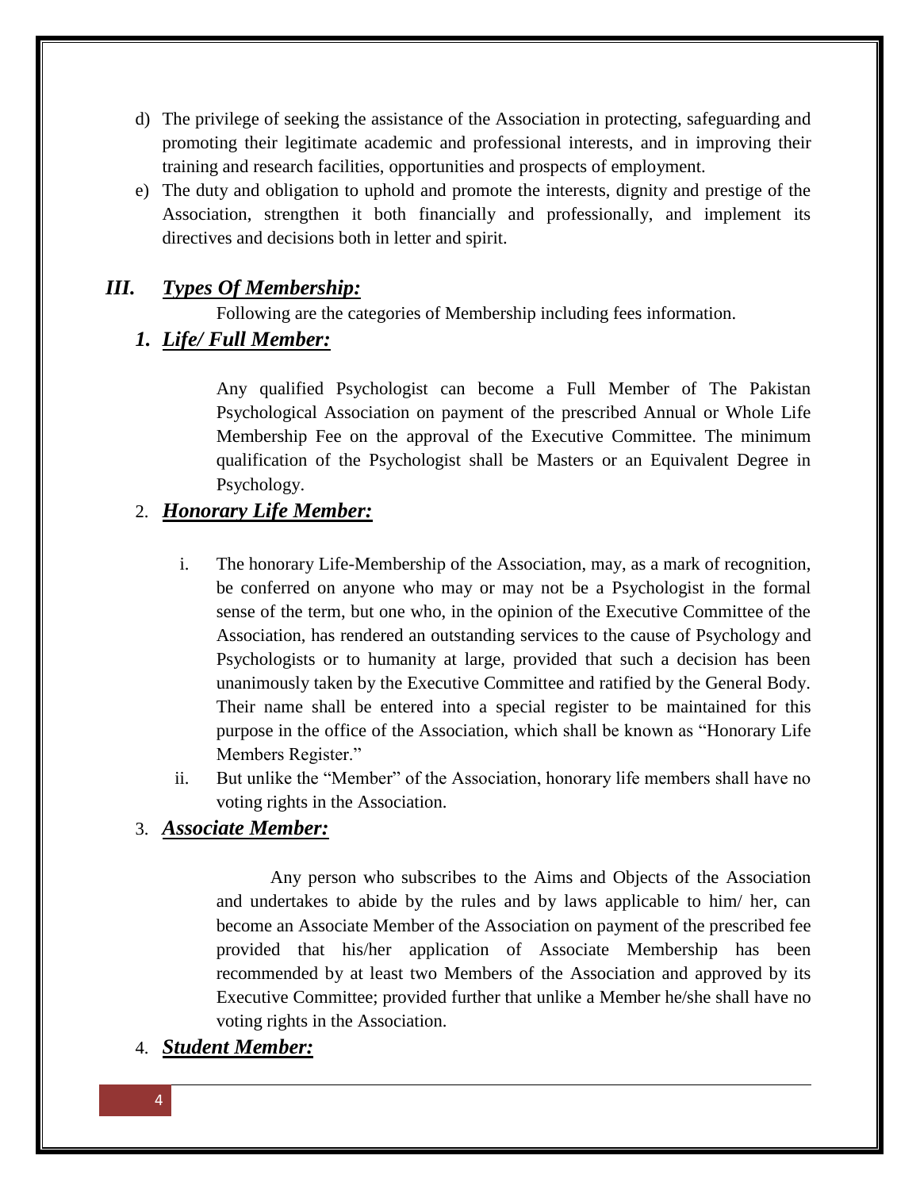d) The privilege of seeking the assistance of the Association in protecting, safeguarding and promoting their legitimate academic and professional interests, and in improving their training and research facilities, opportunities and prospects of employment.

e) The duty and obligation to uphold and promote the interests, dignity and prestige of the Association, strengthen it both financially and professionally, and implement its directives and decisions both in letter and spirit.

## III. *Types Of Membership:*

Following are the categories of Membership including fees information.

### 1. *Life/ Full Member:*

Any qualified Psychologist can become a Full Member of The Pakistan Psychological Association on payment of the prescribed Annual or Whole Life Membership Fee on the approval of the Executive Committee. The minimum qualification of the Psychologist shall be Masters or an Equivalent Degree in Psychology.

### 2. *Honorary Life Member:*

i. The honorary Life-Membership of the Association, may, as a mark of recognition, be conferred on anyone who may or may not be a Psychologist in the formal sense of the term, but one who, in the opinion of the Executive Committee of the Association, has rendered an outstanding services to the cause of Psychology and Psychologists or to humanity at large, provided that such a decision has been unanimously taken by the Executive Committee and ratified by the General Body. Their name shall be entered into a special register to be maintained for this purpose in the office of the Association, which shall be known as "Honorary Life Members Register."

ii. But unlike the "Member" of the Association, honorary life members shall have no voting rights in the Association.

### 3. *Associate Member:*

Any person who subscribes to the Aims and Objects of the Association and undertakes to abide by the rules and by laws applicable to him/ her, can become an Associate Member of the Association on payment of the prescribed fee provided that his/her application of Associate Membership has been recommended by at least two Members of the Association and approved by its Executive Committee; provided further that unlike a Member he/she shall have no voting rights in the Association.

### 4. *Student Member:*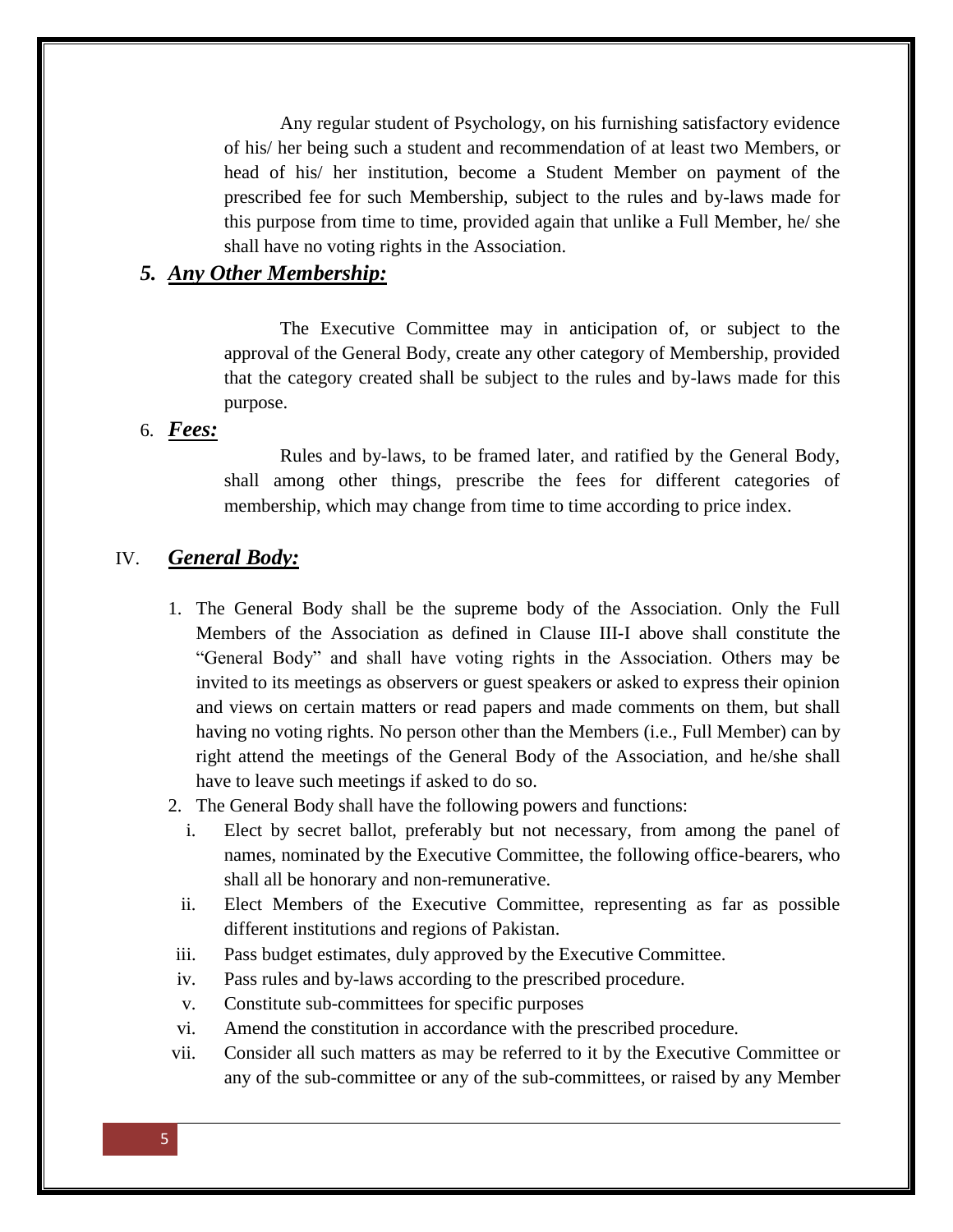Any regular student of Psychology, on his furnishing satisfactory evidence of his/ her being such a student and recommendation of at least two Members, or head of his/ her institution, become a Student Member on payment of the prescribed fee for such Membership, subject to the rules and by-laws made for this purpose from time to time, provided again that unlike a Full Member, he/ she shall have no voting rights in the Association.

### 5. ***Any Other Membership:***

The Executive Committee may in anticipation of, or subject to the approval of the General Body, create any other category of Membership, provided that the category created shall be subject to the rules and by-laws made for this purpose.

### 6. ***Fees:***

Rules and by-laws, to be framed later, and ratified by the General Body, shall among other things, prescribe the fees for different categories of membership, which may change from time to time according to price index.

## IV. ***General Body:***

1. The General Body shall be the supreme body of the Association. Only the Full Members of the Association as defined in Clause III-I above shall constitute the "General Body" and shall have voting rights in the Association. Others may be invited to its meetings as observers or guest speakers or asked to express their opinion and views on certain matters or read papers and made comments on them, but shall having no voting rights. No person other than the Members (i.e., Full Member) can by right attend the meetings of the General Body of the Association, and he/she shall have to leave such meetings if asked to do so.
2. The General Body shall have the following powers and functions:
   - i. Elect by secret ballot, preferably but not necessary, from among the panel of names, nominated by the Executive Committee, the following office-bearers, who shall all be honorary and non-remunerative.
   - ii. Elect Members of the Executive Committee, representing as far as possible different institutions and regions of Pakistan.
   - iii. Pass budget estimates, duly approved by the Executive Committee.
   - iv. Pass rules and by-laws according to the prescribed procedure.
   - v. Constitute sub-committees for specific purposes
   - vi. Amend the constitution in accordance with the prescribed procedure.
   - vii. Consider all such matters as may be referred to it by the Executive Committee or any of the sub-committee or any of the sub-committees, or raised by any Member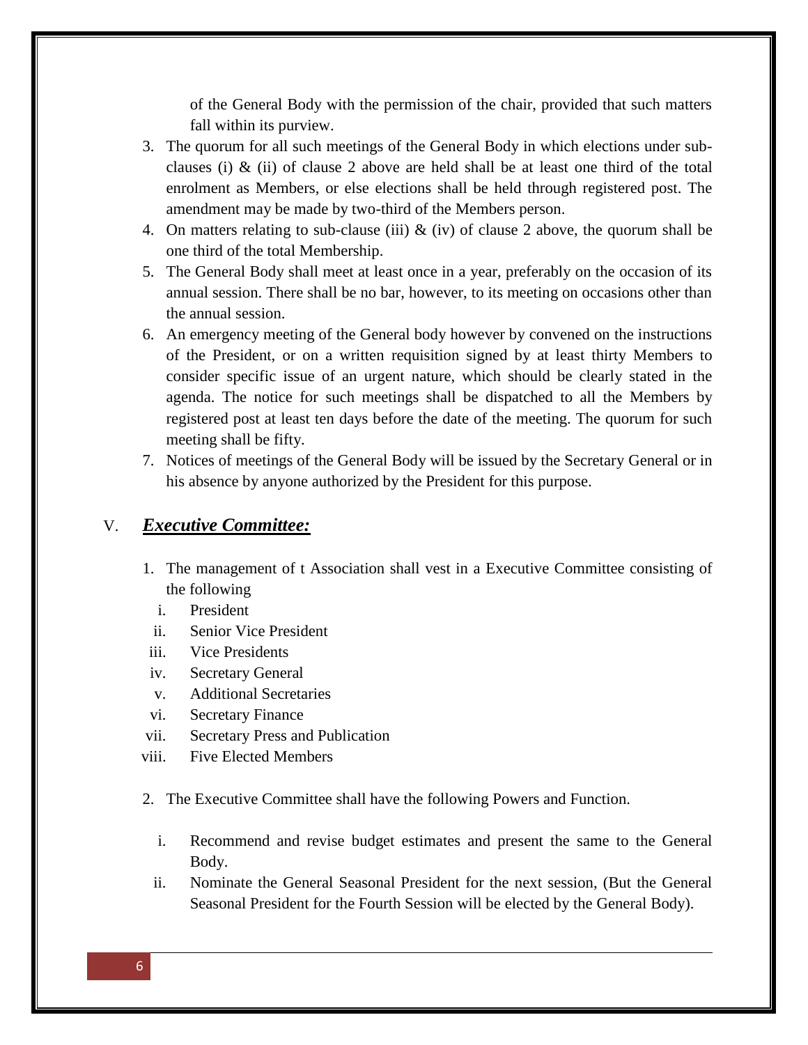of the General Body with the permission of the chair, provided that such matters fall within its purview.

3. The quorum for all such meetings of the General Body in which elections under sub-clauses (i) & (ii) of clause 2 above are held shall be at least one third of the total enrolment as Members, or else elections shall be held through registered post. The amendment may be made by two-third of the Members person.
4. On matters relating to sub-clause (iii) & (iv) of clause 2 above, the quorum shall be one third of the total Membership.
5. The General Body shall meet at least once in a year, preferably on the occasion of its annual session. There shall be no bar, however, to its meeting on occasions other than the annual session.
6. An emergency meeting of the General body however by convened on the instructions of the President, or on a written requisition signed by at least thirty Members to consider specific issue of an urgent nature, which should be clearly stated in the agenda. The notice for such meetings shall be dispatched to all the Members by registered post at least ten days before the date of the meeting. The quorum for such meeting shall be fifty.
7. Notices of meetings of the General Body will be issued by the Secretary General or in his absence by anyone authorized by the President for this purpose.

## V. ***Executive Committee:***

1. The management of t Association shall vest in a Executive Committee consisting of the following
   i. President
   ii. Senior Vice President
   iii. Vice Presidents
   iv. Secretary General
   v. Additional Secretaries
   vi. Secretary Finance
   vii. Secretary Press and Publication
   viii. Five Elected Members

2. The Executive Committee shall have the following Powers and Function.

   i. Recommend and revise budget estimates and present the same to the General Body.
   ii. Nominate the General Seasonal President for the next session, (But the General Seasonal President for the Fourth Session will be elected by the General Body).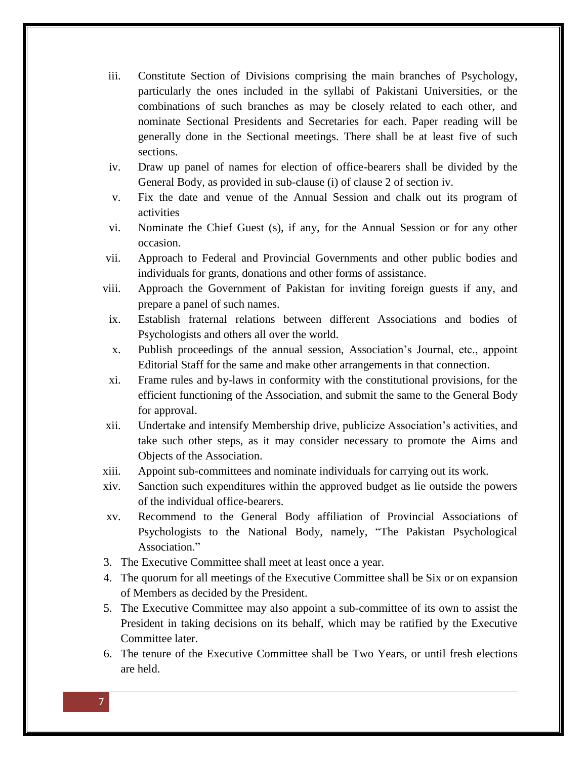iii. Constitute Section of Divisions comprising the main branches of Psychology, particularly the ones included in the syllabi of Pakistani Universities, or the combinations of such branches as may be closely related to each other, and nominate Sectional Presidents and Secretaries for each. Paper reading will be generally done in the Sectional meetings. There shall be at least five of such sections.

iv. Draw up panel of names for election of office-bearers shall be divided by the General Body, as provided in sub-clause (i) of clause 2 of section iv.

v. Fix the date and venue of the Annual Session and chalk out its program of activities

vi. Nominate the Chief Guest (s), if any, for the Annual Session or for any other occasion.

vii. Approach to Federal and Provincial Governments and other public bodies and individuals for grants, donations and other forms of assistance.

viii. Approach the Government of Pakistan for inviting foreign guests if any, and prepare a panel of such names.

ix. Establish fraternal relations between different Associations and bodies of Psychologists and others all over the world.

x. Publish proceedings of the annual session, Association's Journal, etc., appoint Editorial Staff for the same and make other arrangements in that connection.

xi. Frame rules and by-laws in conformity with the constitutional provisions, for the efficient functioning of the Association, and submit the same to the General Body for approval.

xii. Undertake and intensify Membership drive, publicize Association's activities, and take such other steps, as it may consider necessary to promote the Aims and Objects of the Association.

xiii. Appoint sub-committees and nominate individuals for carrying out its work.

xiv. Sanction such expenditures within the approved budget as lie outside the powers of the individual office-bearers.

xv. Recommend to the General Body affiliation of Provincial Associations of Psychologists to the National Body, namely, "The Pakistan Psychological Association."

3. The Executive Committee shall meet at least once a year.
4. The quorum for all meetings of the Executive Committee shall be Six or on expansion of Members as decided by the President.
5. The Executive Committee may also appoint a sub-committee of its own to assist the President in taking decisions on its behalf, which may be ratified by the Executive Committee later.
6. The tenure of the Executive Committee shall be Two Years, or until fresh elections are held.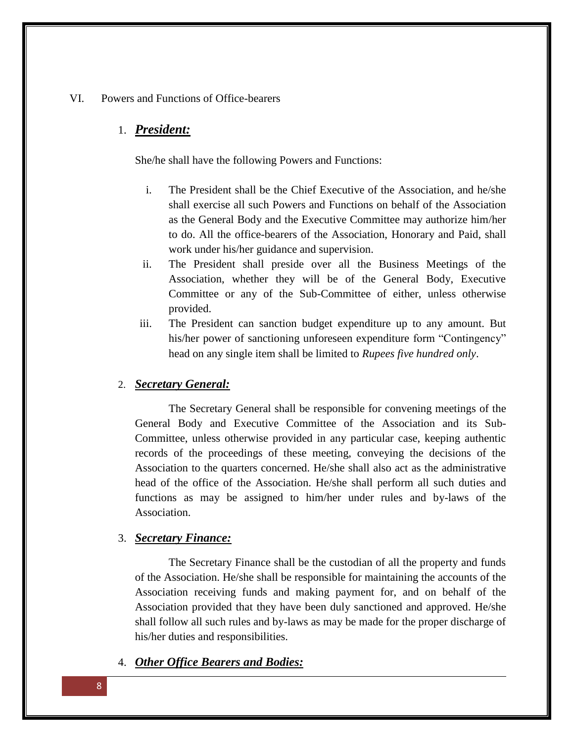## VI. Powers and Functions of Office-bearers

### 1. ***President:***

She/he shall have the following Powers and Functions:

i. The President shall be the Chief Executive of the Association, and he/she shall exercise all such Powers and Functions on behalf of the Association as the General Body and the Executive Committee may authorize him/her to do. All the office-bearers of the Association, Honorary and Paid, shall work under his/her guidance and supervision.

ii. The President shall preside over all the Business Meetings of the Association, whether they will be of the General Body, Executive Committee or any of the Sub-Committee of either, unless otherwise provided.

iii. The President can sanction budget expenditure up to any amount. But his/her power of sanctioning unforeseen expenditure form "Contingency" head on any single item shall be limited to *Rupees five hundred only*.

### 2. ***Secretary General:***

The Secretary General shall be responsible for convening meetings of the General Body and Executive Committee of the Association and its Sub-Committee, unless otherwise provided in any particular case, keeping authentic records of the proceedings of these meeting, conveying the decisions of the Association to the quarters concerned. He/she shall also act as the administrative head of the office of the Association. He/she shall perform all such duties and functions as may be assigned to him/her under rules and by-laws of the Association.

### 3. ***Secretary Finance:***

The Secretary Finance shall be the custodian of all the property and funds of the Association. He/she shall be responsible for maintaining the accounts of the Association receiving funds and making payment for, and on behalf of the Association provided that they have been duly sanctioned and approved. He/she shall follow all such rules and by-laws as may be made for the proper discharge of his/her duties and responsibilities.

### 4. ***Other Office Bearers and Bodies:***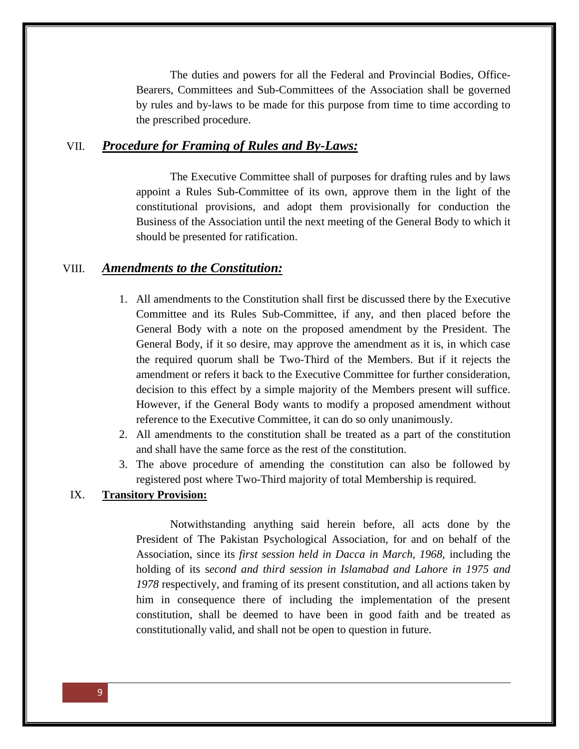The duties and powers for all the Federal and Provincial Bodies, Office-Bearers, Committees and Sub-Committees of the Association shall be governed by rules and by-laws to be made for this purpose from time to time according to the prescribed procedure.

## VII. ***Procedure for Framing of Rules and By-Laws:***

The Executive Committee shall of purposes for drafting rules and by laws appoint a Rules Sub-Committee of its own, approve them in the light of the constitutional provisions, and adopt them provisionally for conduction the Business of the Association until the next meeting of the General Body to which it should be presented for ratification.

## VIII. ***Amendments to the Constitution:***

1. All amendments to the Constitution shall first be discussed there by the Executive Committee and its Rules Sub-Committee, if any, and then placed before the General Body with a note on the proposed amendment by the President. The General Body, if it so desire, may approve the amendment as it is, in which case the required quorum shall be Two-Third of the Members. But if it rejects the amendment or refers it back to the Executive Committee for further consideration, decision to this effect by a simple majority of the Members present will suffice. However, if the General Body wants to modify a proposed amendment without reference to the Executive Committee, it can do so only unanimously.
2. All amendments to the constitution shall be treated as a part of the constitution and shall have the same force as the rest of the constitution.
3. The above procedure of amending the constitution can also be followed by registered post where Two-Third majority of total Membership is required.

## IX. **Transitory Provision:**

Notwithstanding anything said herein before, all acts done by the President of The Pakistan Psychological Association, for and on behalf of the Association, since its *first session held in Dacca in March, 1968,* including the holding of its s*econd and third session in Islamabad and Lahore in 1975 and 1978* respectively, and framing of its present constitution, and all actions taken by him in consequence there of including the implementation of the present constitution, shall be deemed to have been in good faith and be treated as constitutionally valid, and shall not be open to question in future.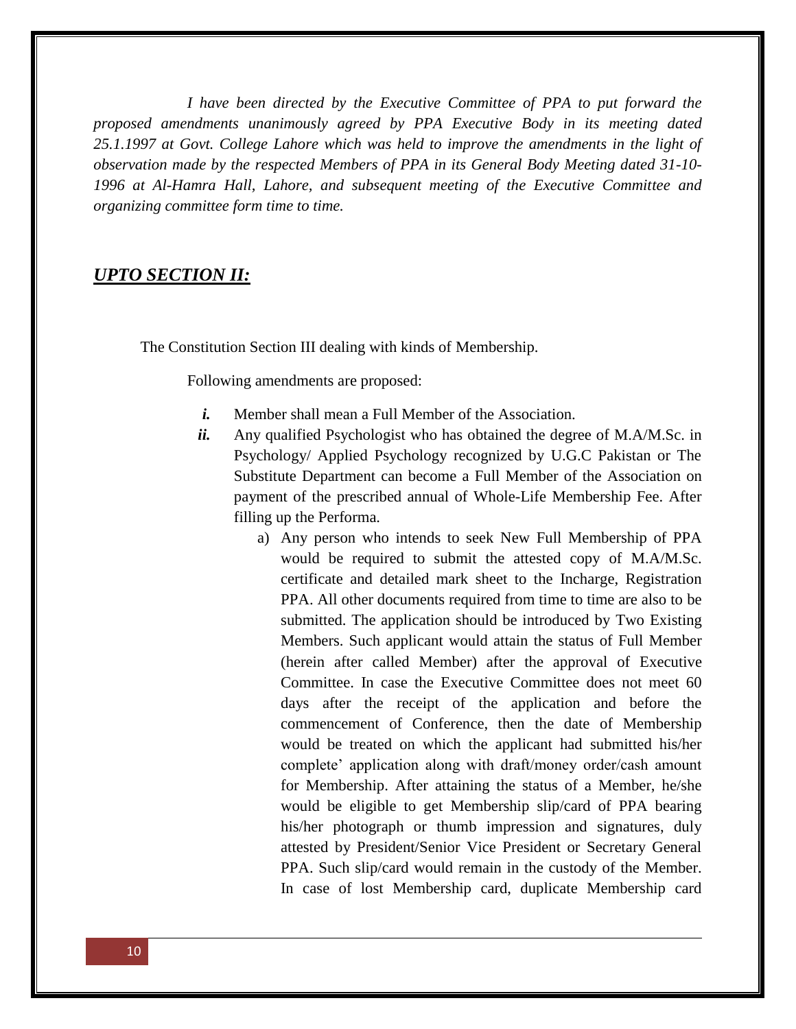*I have been directed by the Executive Committee of PPA to put forward the proposed amendments unanimously agreed by PPA Executive Body in its meeting dated 25.1.1997 at Govt. College Lahore which was held to improve the amendments in the light of observation made by the respected Members of PPA in its General Body Meeting dated 31-10-1996 at Al-Hamra Hall, Lahore, and subsequent meeting of the Executive Committee and organizing committee form time to time.*

## ***UPTO SECTION II:***

The Constitution Section III dealing with kinds of Membership.

Following amendments are proposed:

***i.*** Member shall mean a Full Member of the Association.

***ii.*** Any qualified Psychologist who has obtained the degree of M.A/M.Sc. in Psychology/ Applied Psychology recognized by U.G.C Pakistan or The Substitute Department can become a Full Member of the Association on payment of the prescribed annual of Whole-Life Membership Fee. After filling up the Performa.

a) Any person who intends to seek New Full Membership of PPA would be required to submit the attested copy of M.A/M.Sc. certificate and detailed mark sheet to the Incharge, Registration PPA. All other documents required from time to time are also to be submitted. The application should be introduced by Two Existing Members. Such applicant would attain the status of Full Member (herein after called Member) after the approval of Executive Committee. In case the Executive Committee does not meet 60 days after the receipt of the application and before the commencement of Conference, then the date of Membership would be treated on which the applicant had submitted his/her complete' application along with draft/money order/cash amount for Membership. After attaining the status of a Member, he/she would be eligible to get Membership slip/card of PPA bearing his/her photograph or thumb impression and signatures, duly attested by President/Senior Vice President or Secretary General PPA. Such slip/card would remain in the custody of the Member. In case of lost Membership card, duplicate Membership card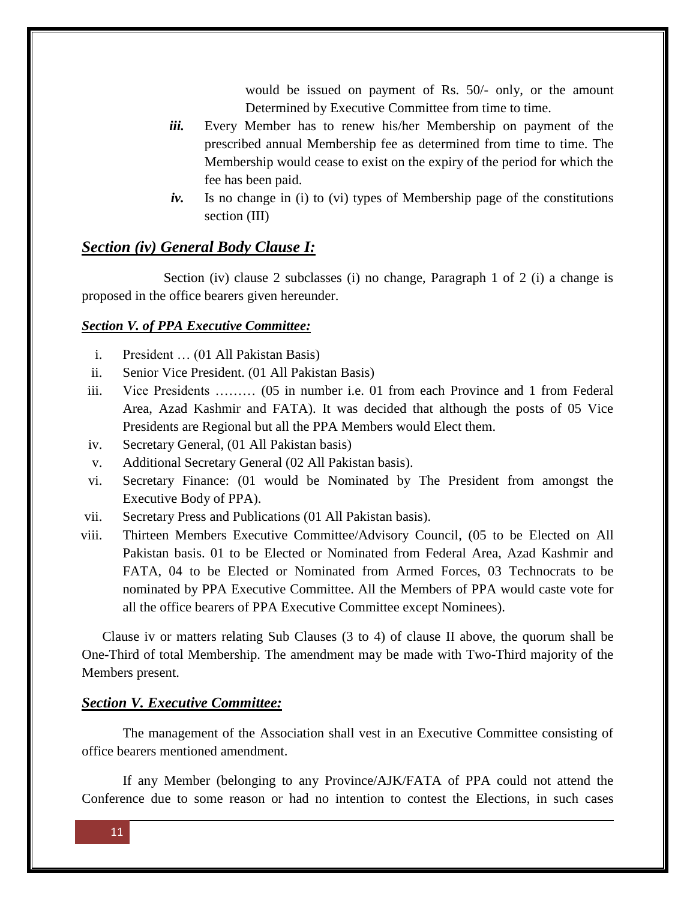would be issued on payment of Rs. 50/- only, or the amount Determined by Executive Committee from time to time.

***iii.*** Every Member has to renew his/her Membership on payment of the prescribed annual Membership fee as determined from time to time. The Membership would cease to exist on the expiry of the period for which the fee has been paid.

***iv.*** Is no change in (i) to (vi) types of Membership page of the constitutions section (III)

## ***Section (iv) General Body Clause I:***

Section (iv) clause 2 subclasses (i) no change, Paragraph 1 of 2 (i) a change is proposed in the office bearers given hereunder.

### ***Section V. of PPA Executive Committee:***

i. President … (01 All Pakistan Basis)
ii. Senior Vice President. (01 All Pakistan Basis)
iii. Vice Presidents ……… (05 in number i.e. 01 from each Province and 1 from Federal Area, Azad Kashmir and FATA). It was decided that although the posts of 05 Vice Presidents are Regional but all the PPA Members would Elect them.
iv. Secretary General, (01 All Pakistan basis)
v. Additional Secretary General (02 All Pakistan basis).
vi. Secretary Finance: (01 would be Nominated by The President from amongst the Executive Body of PPA).
vii. Secretary Press and Publications (01 All Pakistan basis).
viii. Thirteen Members Executive Committee/Advisory Council, (05 to be Elected on All Pakistan basis. 01 to be Elected or Nominated from Federal Area, Azad Kashmir and FATA, 04 to be Elected or Nominated from Armed Forces, 03 Technocrats to be nominated by PPA Executive Committee. All the Members of PPA would caste vote for all the office bearers of PPA Executive Committee except Nominees).

Clause iv or matters relating Sub Clauses (3 to 4) of clause II above, the quorum shall be One-Third of total Membership. The amendment may be made with Two-Third majority of the Members present.

## ***Section V. Executive Committee:***

The management of the Association shall vest in an Executive Committee consisting of office bearers mentioned amendment.

If any Member (belonging to any Province/AJK/FATA of PPA could not attend the Conference due to some reason or had no intention to contest the Elections, in such cases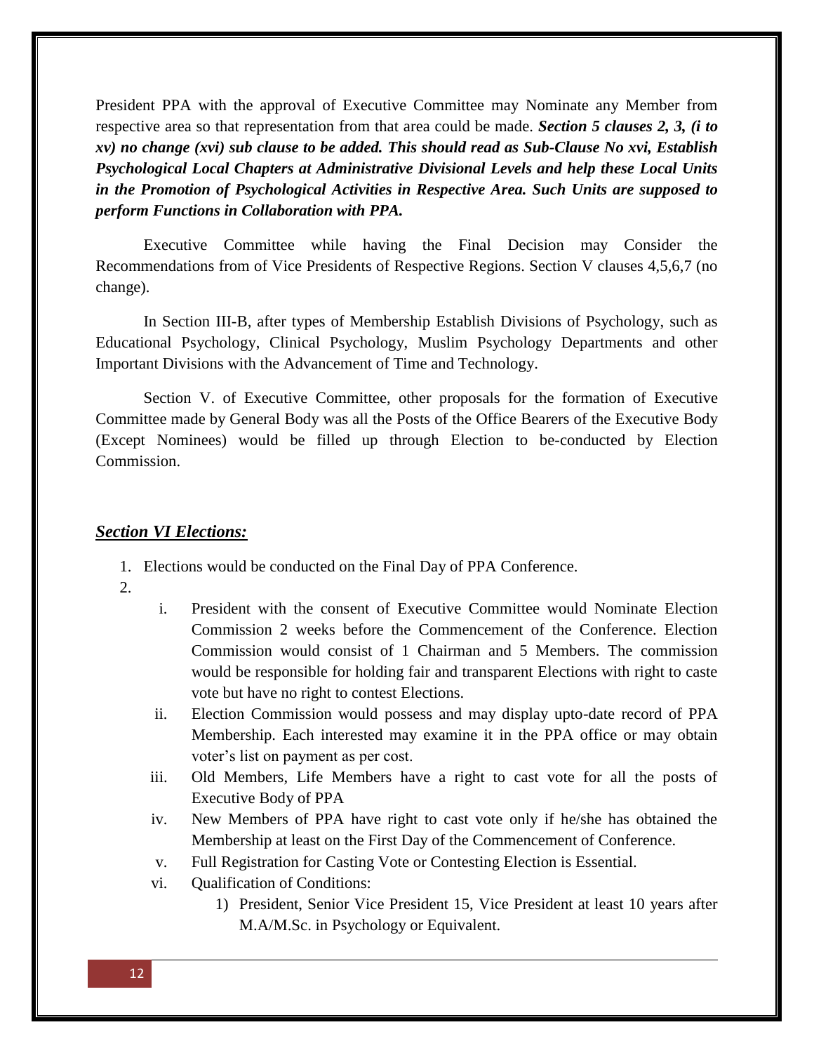President PPA with the approval of Executive Committee may Nominate any Member from respective area so that representation from that area could be made. ***Section 5 clauses 2, 3, (i to xv) no change (xvi) sub clause to be added. This should read as Sub-Clause No xvi, Establish Psychological Local Chapters at Administrative Divisional Levels and help these Local Units in the Promotion of Psychological Activities in Respective Area. Such Units are supposed to perform Functions in Collaboration with PPA.***

Executive Committee while having the Final Decision may Consider the Recommendations from of Vice Presidents of Respective Regions. Section V clauses 4,5,6,7 (no change).

In Section III-B, after types of Membership Establish Divisions of Psychology, such as Educational Psychology, Clinical Psychology, Muslim Psychology Departments and other Important Divisions with the Advancement of Time and Technology.

Section V. of Executive Committee, other proposals for the formation of Executive Committee made by General Body was all the Posts of the Office Bearers of the Executive Body (Except Nominees) would be filled up through Election to be-conducted by Election Commission.

## ***Section VI Elections:***

1. Elections would be conducted on the Final Day of PPA Conference.
2. 
   i. President with the consent of Executive Committee would Nominate Election Commission 2 weeks before the Commencement of the Conference. Election Commission would consist of 1 Chairman and 5 Members. The commission would be responsible for holding fair and transparent Elections with right to caste vote but have no right to contest Elections.

   ii. Election Commission would possess and may display upto-date record of PPA Membership. Each interested may examine it in the PPA office or may obtain voter's list on payment as per cost.

   iii. Old Members, Life Members have a right to cast vote for all the posts of Executive Body of PPA

   iv. New Members of PPA have right to cast vote only if he/she has obtained the Membership at least on the First Day of the Commencement of Conference.

   v. Full Registration for Casting Vote or Contesting Election is Essential.

   vi. Qualification of Conditions:
      1) President, Senior Vice President 15, Vice President at least 10 years after M.A/M.Sc. in Psychology or Equivalent.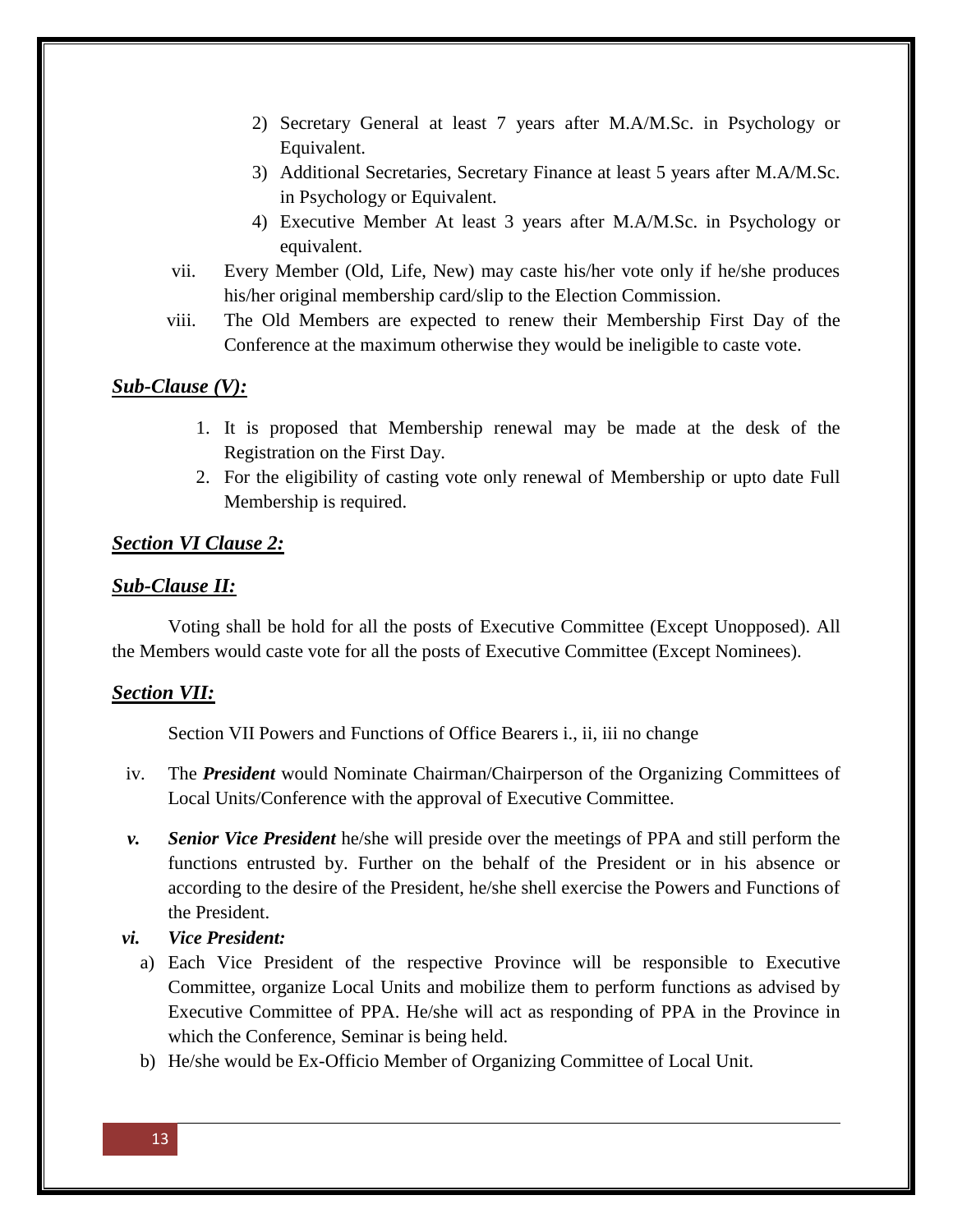2) Secretary General at least 7 years after M.A/M.Sc. in Psychology or Equivalent.
3) Additional Secretaries, Secretary Finance at least 5 years after M.A/M.Sc. in Psychology or Equivalent.
4) Executive Member At least 3 years after M.A/M.Sc. in Psychology or equivalent.

vii. Every Member (Old, Life, New) may caste his/her vote only if he/she produces his/her original membership card/slip to the Election Commission.

viii. The Old Members are expected to renew their Membership First Day of the Conference at the maximum otherwise they would be ineligible to caste vote.

***Sub-Clause (V):***

1. It is proposed that Membership renewal may be made at the desk of the Registration on the First Day.
2. For the eligibility of casting vote only renewal of Membership or upto date Full Membership is required.

***Section VI Clause 2:***

***Sub-Clause II:***

Voting shall be hold for all the posts of Executive Committee (Except Unopposed). All the Members would caste vote for all the posts of Executive Committee (Except Nominees).

***Section VII:***

Section VII Powers and Functions of Office Bearers i., ii, iii no change

iv. The ***President*** would Nominate Chairman/Chairperson of the Organizing Committees of Local Units/Conference with the approval of Executive Committee.

***v.*** ***Senior Vice President*** he/she will preside over the meetings of PPA and still perform the functions entrusted by. Further on the behalf of the President or in his absence or according to the desire of the President, he/she shell exercise the Powers and Functions of the President.

***vi.*** ***Vice President:***

a) Each Vice President of the respective Province will be responsible to Executive Committee, organize Local Units and mobilize them to perform functions as advised by Executive Committee of PPA. He/she will act as responding of PPA in the Province in which the Conference, Seminar is being held.
b) He/she would be Ex-Officio Member of Organizing Committee of Local Unit.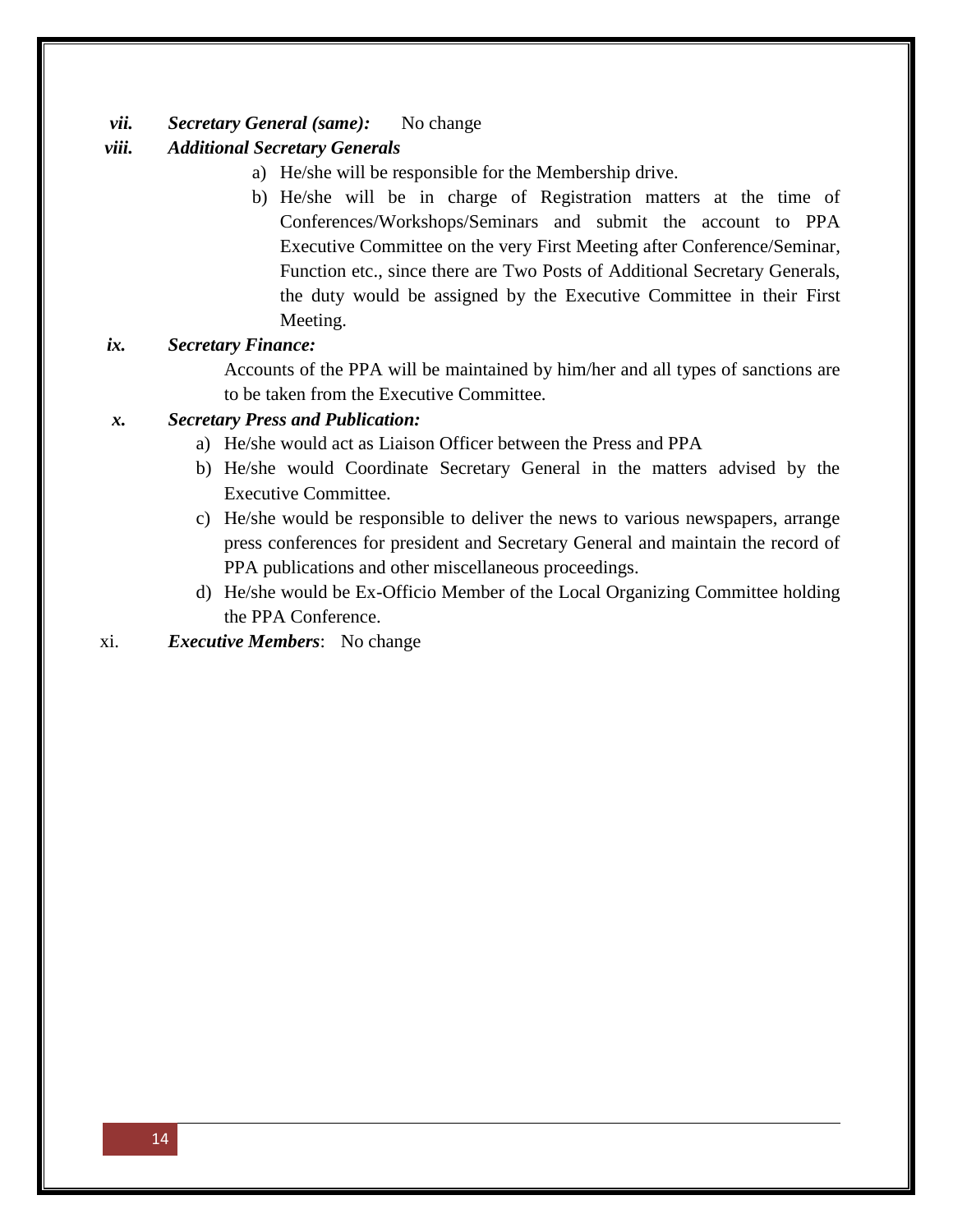*vii.* ***Secretary General (same):*** No change

***viii. Additional Secretary Generals***

a) He/she will be responsible for the Membership drive.

b) He/she will be in charge of Registration matters at the time of Conferences/Workshops/Seminars and submit the account to PPA Executive Committee on the very First Meeting after Conference/Seminar, Function etc., since there are Two Posts of Additional Secretary Generals, the duty would be assigned by the Executive Committee in their First Meeting.

***ix. Secretary Finance:***

Accounts of the PPA will be maintained by him/her and all types of sanctions are to be taken from the Executive Committee.

***x. Secretary Press and Publication:***

a) He/she would act as Liaison Officer between the Press and PPA

b) He/she would Coordinate Secretary General in the matters advised by the Executive Committee.

c) He/she would be responsible to deliver the news to various newspapers, arrange press conferences for president and Secretary General and maintain the record of PPA publications and other miscellaneous proceedings.

d) He/she would be Ex-Officio Member of the Local Organizing Committee holding the PPA Conference.

xi. ***Executive Members***: No change